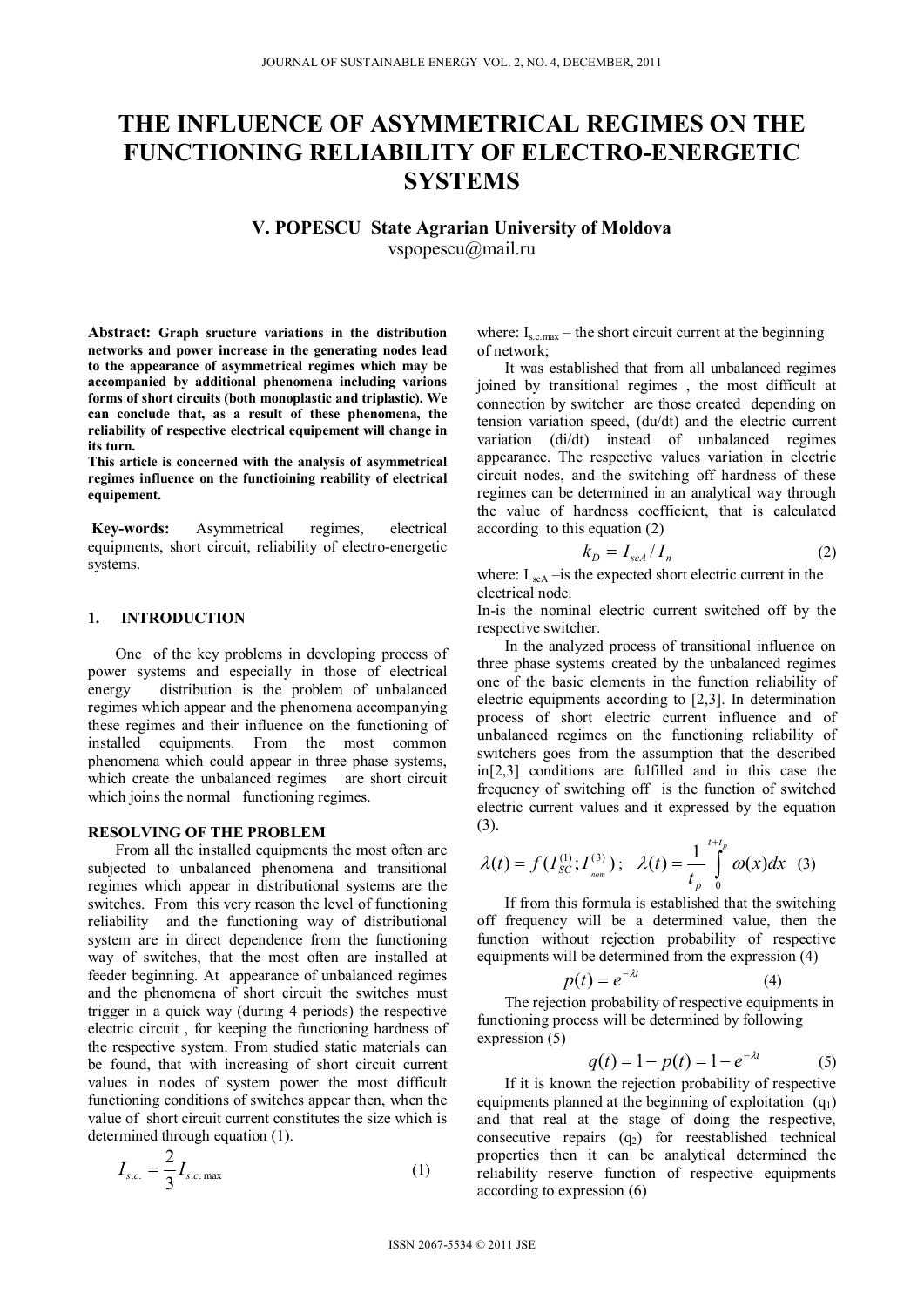# THE INFLUENCE OF ASYMMETRICAL REGIMES ON THE FUNCTIONING RELIABILITY OF ELECTRO-ENERGETIC SYSTEMS

**V. POPESCU State Agrarian University of Moldova**
vspopescu@mail.ru

**Abstract: Graph sructure variations in the distribution networks and power increase in the generating nodes lead to the appearance of asymmetrical regimes which may be accompanied by additional phenomena including varions forms of short circuits (both monoplastic and triplastic). We can conclude that, as a result of these phenomena, the reliability of respective electrical equipement will change in its turn.**
**This article is concerned with the analysis of asymmetrical regimes influence on the functioining reability of electrical equipement.**

**Key-words:** Asymmetrical regimes, electrical equipments, short circuit, reliability of electro-energetic systems.

## 1. INTRODUCTION

One of the key problems in developing process of power systems and especially in those of electrical energy distribution is the problem of unbalanced regimes which appear and the phenomena accompanying these regimes and their influence on the functioning of installed equipments. From the most common phenomena which could appear in three phase systems, which create the unbalanced regimes are short circuit which joins the normal functioning regimes.

### RESOLVING OF THE PROBLEM

From all the installed equipments the most often are subjected to unbalanced phenomena and transitional regimes which appear in distributional systems are the switches. From this very reason the level of functioning reliability and the functioning way of distributional system are in direct dependence from the functioning way of switches, that the most often are installed at feeder beginning. At appearance of unbalanced regimes and the phenomena of short circuit the switches must trigger in a quick way (during 4 periods) the respective electric circuit , for keeping the functioning hardness of the respective system. From studied static materials can be found, that with increasing of short circuit current values in nodes of system power the most difficult functioning conditions of switches appear then, when the value of short circuit current constitutes the size which is determined through equation (1).

$$I_{s.c.} = \frac{2}{3} I_{s.c.\max} \tag{1}$$

where: $I_{s.c.max}$ – the short circuit current at the beginning of network;

It was established that from all unbalanced regimes joined by transitional regimes , the most difficult at connection by switcher are those created depending on tension variation speed, (du/dt) and the electric current variation (di/dt) instead of unbalanced regimes appearance. The respective values variation in electric circuit nodes, and the switching off hardness of these regimes can be determined in an analytical way through the value of hardness coefficient, that is calculated according to this equation (2)

$$k_D = I_{scA} / I_n \tag{2}$$

where: $I_{scA}$ –is the expected short electric current in the electrical node.
In-is the nominal electric current switched off by the respective switcher.

In the analyzed process of transitional influence on three phase systems created by the unbalanced regimes one of the basic elements in the function reliability of electric equipments according to [2,3]. In determination process of short electric current influence and of unbalanced regimes on the functioning reliability of switchers goes from the assumption that the described in[2,3] conditions are fulfilled and in this case the frequency of switching off is the function of switched electric current values and it expressed by the equation (3).

$$\lambda(t) = f(I_{SC}^{(1)}; I_{nom}^{(3)}); \quad \lambda(t) = \frac{1}{t_p} \int_0^{t+t_p} \omega(x)dx \tag{3}$$

If from this formula is established that the switching off frequency will be a determined value, then the function without rejection probability of respective equipments will be determined from the expression (4)

$$p(t) = e^{-\lambda t} \tag{4}$$

The rejection probability of respective equipments in functioning process will be determined by following expression (5)

$$q(t) = 1 - p(t) = 1 - e^{-\lambda t} \tag{5}$$

If it is known the rejection probability of respective equipments planned at the beginning of exploitation ($q_1$) and that real at the stage of doing the respective, consecutive repairs ($q_2$) for reestablished technical properties then it can be analytical determined the reliability reserve function of respective equipments according to expression (6)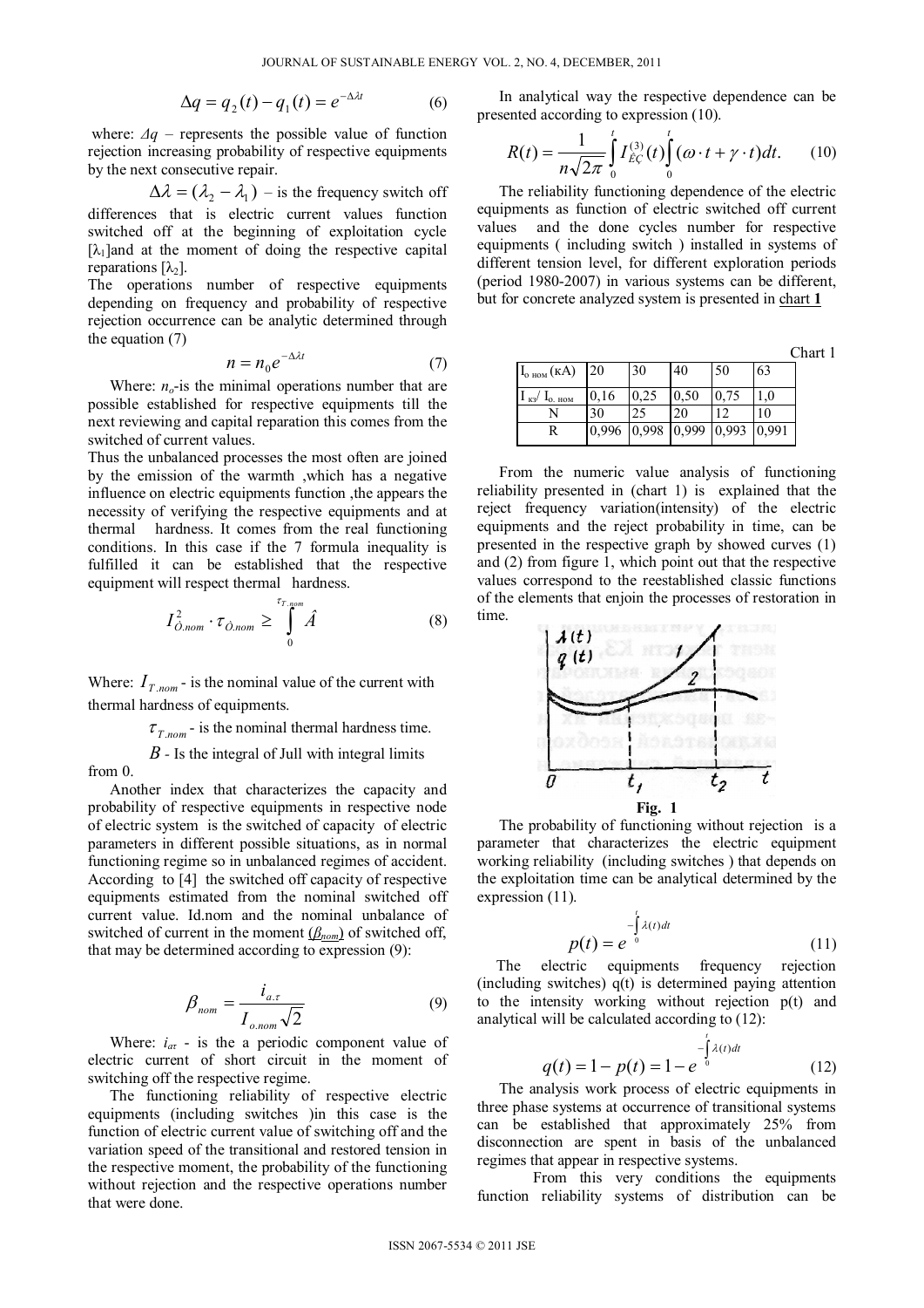$$\Delta q = q_2(t) - q_1(t) = e^{-\Delta\lambda t} \tag{6}$$

where: *Δq* – represents the possible value of function rejection increasing probability of respective equipments by the next consecutive repair.

$\Delta\lambda = (\lambda_2 - \lambda_1)$ – is the frequency switch off differences that is electric current values function switched off at the beginning of exploitation cycle [$\lambda_1$]and at the moment of doing the respective capital reparations [$\lambda_2$].

The operations number of respective equipments depending on frequency and probability of respective rejection occurrence can be analytic determined through the equation (7)

$$n = n_0 e^{-\Delta\lambda t} \tag{7}$$

Where: $n_o$-is the minimal operations number that are possible established for respective equipments till the next reviewing and capital reparation this comes from the switched of current values.

Thus the unbalanced processes the most often are joined by the emission of the warmth ,which has a negative influence on electric equipments function ,the appears the necessity of verifying the respective equipments and at thermal hardness. It comes from the real functioning conditions. In this case if the 7 formula inequality is fulfilled it can be established that the respective equipment will respect thermal hardness.

$$I^2_{\hat{O}.nom} \cdot \tau_{\hat{O}.nom} \geq \int_0^{\tau_{T.nom}} \hat{A} \tag{8}$$

Where: $I_{T.nom}$ - is the nominal value of the current with thermal hardness of equipments.

$\tau_{T.nom}$ - is the nominal thermal hardness time.

$B$ - Is the integral of Jull with integral limits from 0.

Another index that characterizes the capacity and probability of respective equipments in respective node of electric system is the switched of capacity of electric parameters in different possible situations, as in normal functioning regime so in unbalanced regimes of accident. According to [4] the switched off capacity of respective equipments estimated from the nominal switched off current value. Id.nom and the nominal unbalance of switched of current in the moment ($\beta_{nom}$) of switched off, that may be determined according to expression (9):

$$\beta_{nom} = \frac{i_{a.\tau}}{I_{o.nom}\sqrt{2}} \tag{9}$$

Where: $i_{a\tau}$ - is the a periodic component value of electric current of short circuit in the moment of switching off the respective regime.

The functioning reliability of respective electric equipments (including switches )in this case is the function of electric current value of switching off and the variation speed of the transitional and restored tension in the respective moment, the probability of the functioning without rejection and the respective operations number that were done.

In analytical way the respective dependence can be presented according to expression (10).

$$R(t) = \frac{1}{n\sqrt{2\pi}} \int_0^t I^{(3)}_{\hat{E}\c{C}}(t) \int_0^t (\omega \cdot t + \gamma \cdot t)dt. \tag{10}$$

The reliability functioning dependence of the electric equipments as function of electric switched off current values and the done cycles number for respective equipments ( including switch ) installed in systems of different tension level, for different exploration periods (period 1980-2007) in various systems can be different, but for concrete analyzed system is presented in chart 1

Chart 1

| $I_{о\ ном}$ (кА) | 20 | 30 | 40 | 50 | 63 |
|---|---|---|---|---|---|
| $I_{кз}/\ I_{o.\ ном}$ | 0,16 | 0,25 | 0,50 | 0,75 | 1,0 |
| N | 30 | 25 | 20 | 12 | 10 |
| R | 0,996 | 0,998 | 0,999 | 0,993 | 0,991 |

From the numeric value analysis of functioning reliability presented in (chart 1) is explained that the reject frequency variation(intensity) of the electric equipments and the reject probability in time, can be presented in the respective graph by showed curves (1) and (2) from figure 1, which point out that the respective values correspond to the reestablished classic functions of the elements that enjoin the processes of restoration in time.

**Fig. 1**

The probability of functioning without rejection is a parameter that characterizes the electric equipment working reliability (including switches ) that depends on the exploitation time can be analytical determined by the expression (11).

$$p(t) = e^{-\int_0^t \lambda(t)dt} \tag{11}$$

The electric equipments frequency rejection (including switches) q(t) is determined paying attention to the intensity working without rejection p(t) and analytical will be calculated according to (12):

$$q(t) = 1 - p(t) = 1 - e^{-\int_0^t \lambda(t)dt} \tag{12}$$

The analysis work process of electric equipments in three phase systems at occurrence of transitional systems can be established that approximately 25% from disconnection are spent in basis of the unbalanced regimes that appear in respective systems.

From this very conditions the equipments function reliability systems of distribution can be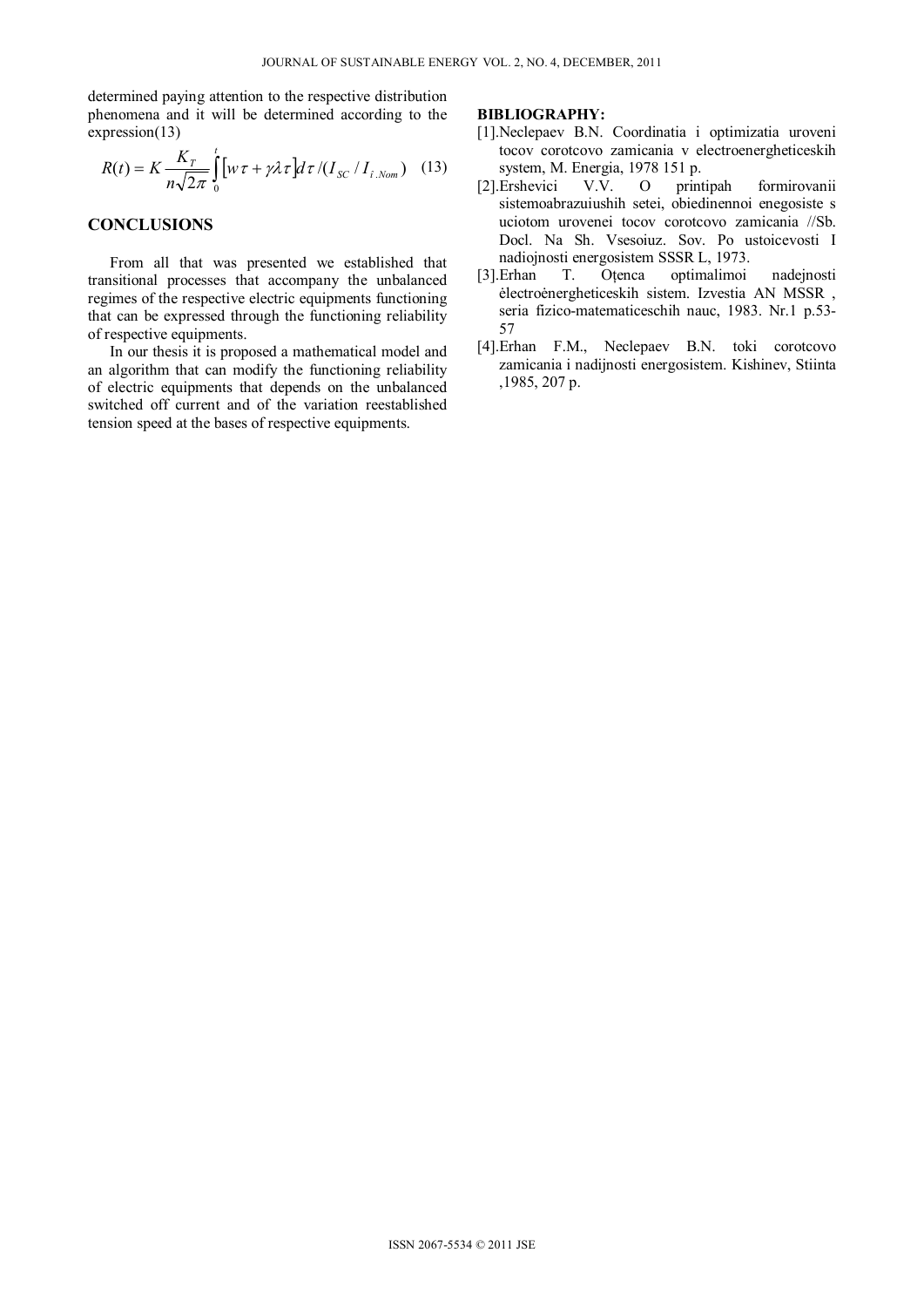determined paying attention to the respective distribution phenomena and it will be determined according to the expression(13)

$$R(t) = K\frac{K_T}{n\sqrt{2\pi}}\int_0^t \left[w\tau + \gamma\lambda\tau\right]d\tau/(I_{SC}/I_{\hat{i}.Nom}) \quad (13)$$

## CONCLUSIONS

From all that was presented we established that transitional processes that accompany the unbalanced regimes of the respective electric equipments functioning that can be expressed through the functioning reliability of respective equipments.

In our thesis it is proposed a mathematical model and an algorithm that can modify the functioning reliability of electric equipments that depends on the unbalanced switched off current and of the variation reestablished tension speed at the bases of respective equipments.

**BIBLIOGRAPHY:**

[1].Neclepaev B.N. Coordinatia i optimizatia uroveni tocov corotcovo zamicania v electroenergheticeskih system, M. Energia, 1978 151 p.

[2].Ershevici V.V. O printipah formirovanii sistemoabrazuiushih setei, obiedinennoi enegosiste s uciotom urovenei tocov corotcovo zamicania //Sb. Docl. Na Sh. Vsesoiuz. Sov. Po ustoicevosti I nadiojnosti energosistem SSSR L, 1973.

[3].Erhan T. Oţenca optimalimoi nadejnosti ėlectroėnergheticeskih sistem. Izvestia AN MSSR , seria fizico-matematiceschih nauc, 1983. Nr.1 p.53-57

[4].Erhan F.M., Neclepaev B.N. toki corotcovo zamicania i nadijnosti energosistem. Kishinev, Stiinta ,1985, 207 p.